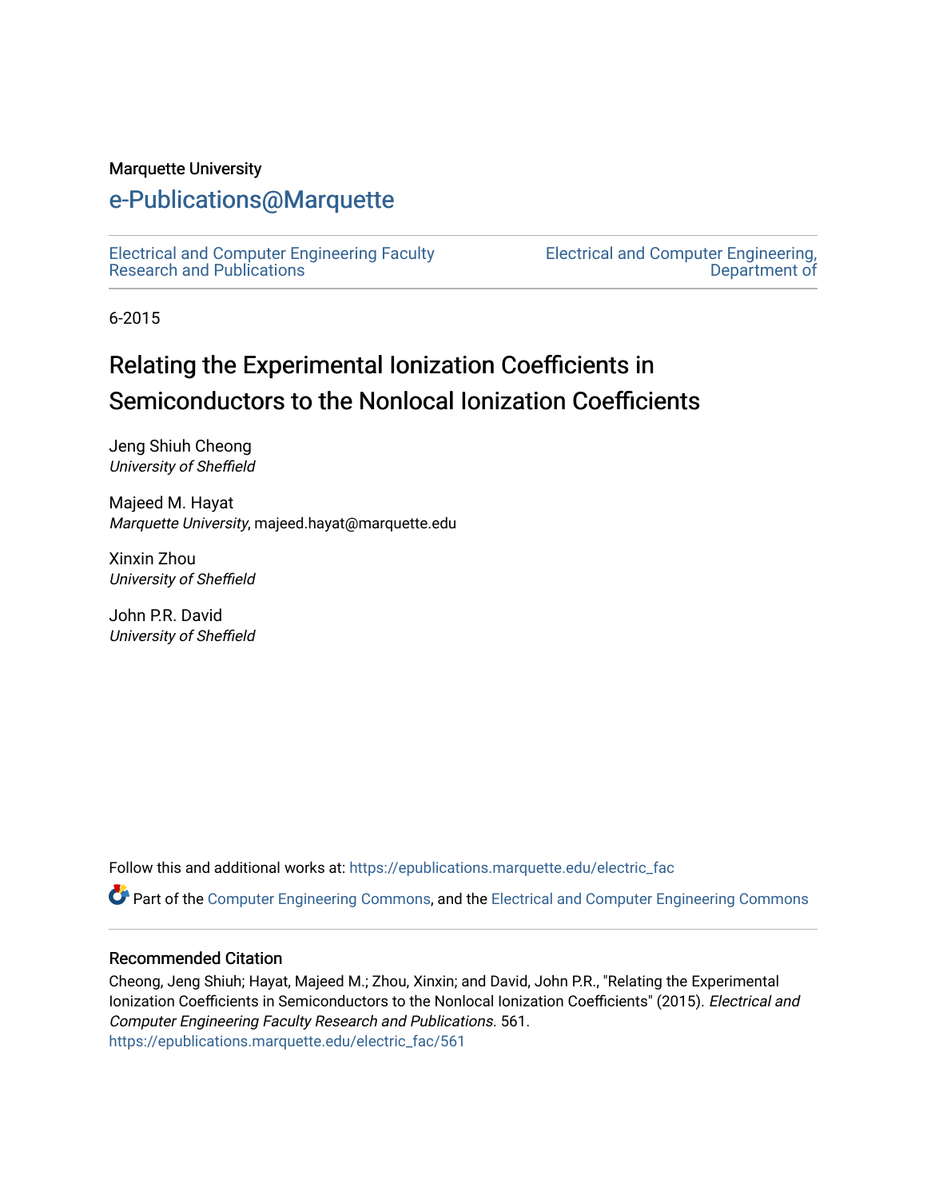Marquette University

# e-Publications@Marquette

Electrical and Computer Engineering Faculty Research and Publications

Electrical and Computer Engineering, Department of

6-2015

# Relating the Experimental Ionization Coefficients in Semiconductors to the Nonlocal Ionization Coefficients

Jeng Shiuh Cheong
*University of Sheffield*

Majeed M. Hayat
*Marquette University*, majeed.hayat@marquette.edu

Xinxin Zhou
*University of Sheffield*

John P.R. David
*University of Sheffield*

Follow this and additional works at: https://epublications.marquette.edu/electric_fac

Part of the Computer Engineering Commons, and the Electrical and Computer Engineering Commons

## Recommended Citation

Cheong, Jeng Shiuh; Hayat, Majeed M.; Zhou, Xinxin; and David, John P.R., "Relating the Experimental Ionization Coefficients in Semiconductors to the Nonlocal Ionization Coefficients" (2015). *Electrical and Computer Engineering Faculty Research and Publications*. 561.
https://epublications.marquette.edu/electric_fac/561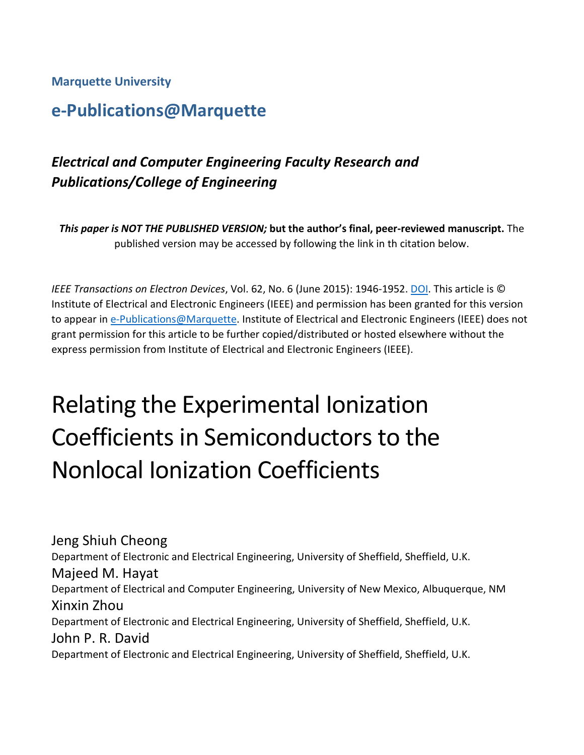Marquette University

# e-Publications@Marquette

## *Electrical and Computer Engineering Faculty Research and Publications/College of Engineering*

***This paper is NOT THE PUBLISHED VERSION;* but the author's final, peer-reviewed manuscript.** The published version may be accessed by following the link in th citation below.

*IEEE Transactions on Electron Devices*, Vol. 62, No. 6 (June 2015): 1946-1952. DOI. This article is © Institute of Electrical and Electronic Engineers (IEEE) and permission has been granted for this version to appear in e-Publications@Marquette. Institute of Electrical and Electronic Engineers (IEEE) does not grant permission for this article to be further copied/distributed or hosted elsewhere without the express permission from Institute of Electrical and Electronic Engineers (IEEE).

# Relating the Experimental Ionization Coefficients in Semiconductors to the Nonlocal Ionization Coefficients

Jeng Shiuh Cheong
Department of Electronic and Electrical Engineering, University of Sheffield, Sheffield, U.K.

Majeed M. Hayat
Department of Electrical and Computer Engineering, University of New Mexico, Albuquerque, NM

Xinxin Zhou
Department of Electronic and Electrical Engineering, University of Sheffield, Sheffield, U.K.

John P. R. David
Department of Electronic and Electrical Engineering, University of Sheffield, Sheffield, U.K.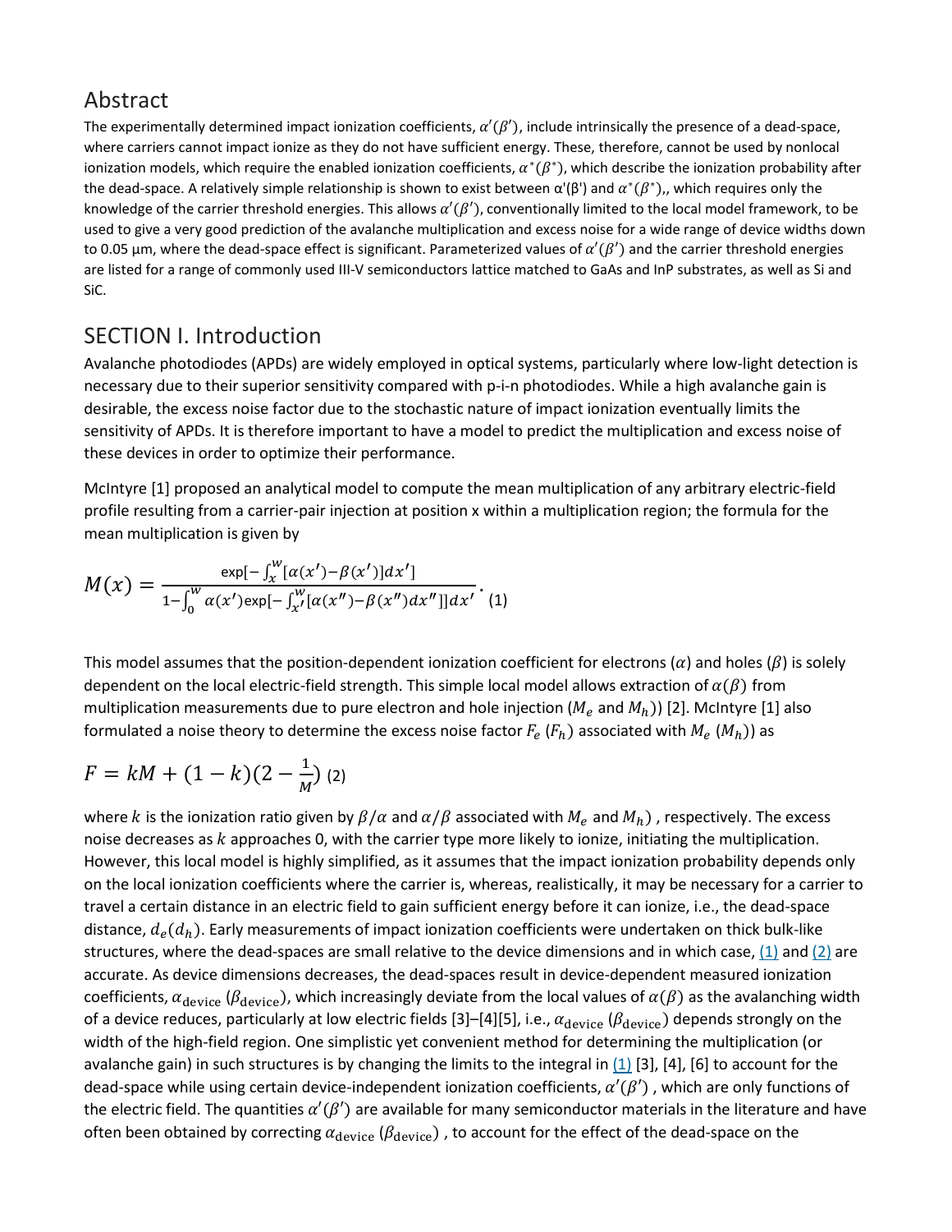## Abstract

The experimentally determined impact ionization coefficients, $\alpha'(\beta')$, include intrinsically the presence of a dead-space, where carriers cannot impact ionize as they do not have sufficient energy. These, therefore, cannot be used by nonlocal ionization models, which require the enabled ionization coefficients, $\alpha^*(\beta^*)$, which describe the ionization probability after the dead-space. A relatively simple relationship is shown to exist between $\alpha'(\beta')$ and $\alpha^*(\beta^*)$,, which requires only the knowledge of the carrier threshold energies. This allows $\alpha'(\beta')$, conventionally limited to the local model framework, to be used to give a very good prediction of the avalanche multiplication and excess noise for a wide range of device widths down to 0.05 µm, where the dead-space effect is significant. Parameterized values of $\alpha'(\beta')$ and the carrier threshold energies are listed for a range of commonly used III-V semiconductors lattice matched to GaAs and InP substrates, as well as Si and SiC.

## SECTION I. Introduction

Avalanche photodiodes (APDs) are widely employed in optical systems, particularly where low-light detection is necessary due to their superior sensitivity compared with p-i-n photodiodes. While a high avalanche gain is desirable, the excess noise factor due to the stochastic nature of impact ionization eventually limits the sensitivity of APDs. It is therefore important to have a model to predict the multiplication and excess noise of these devices in order to optimize their performance.

McIntyre [1] proposed an analytical model to compute the mean multiplication of any arbitrary electric-field profile resulting from a carrier-pair injection at position x within a multiplication region; the formula for the mean multiplication is given by

$$M(x) = \frac{\exp[-\int_{x}^{w}[\alpha(x')-\beta(x')]dx']}{1-\int_{0}^{w}\alpha(x')\exp[-\int_{x'}^{w}[\alpha(x'')-\beta(x'')dx'']]dx'}. \quad (1)$$

This model assumes that the position-dependent ionization coefficient for electrons ($\alpha$) and holes ($\beta$) is solely dependent on the local electric-field strength. This simple local model allows extraction of $\alpha(\beta)$ from multiplication measurements due to pure electron and hole injection ($M_e$ and $M_h$)) [2]. McIntyre [1] also formulated a noise theory to determine the excess noise factor $F_e$ ($F_h$) associated with $M_e$ ($M_h$)) as

$$F = kM + (1-k)(2-\frac{1}{M}) \quad (2)$$

where $k$ is the ionization ratio given by $\beta/\alpha$ and $\alpha/\beta$ associated with $M_e$ and $M_h$) , respectively. The excess noise decreases as $k$ approaches 0, with the carrier type more likely to ionize, initiating the multiplication. However, this local model is highly simplified, as it assumes that the impact ionization probability depends only on the local ionization coefficients where the carrier is, whereas, realistically, it may be necessary for a carrier to travel a certain distance in an electric field to gain sufficient energy before it can ionize, i.e., the dead-space distance, $d_e(d_h)$. Early measurements of impact ionization coefficients were undertaken on thick bulk-like structures, where the dead-spaces are small relative to the device dimensions and in which case, (1) and (2) are accurate. As device dimensions decreases, the dead-spaces result in device-dependent measured ionization coefficients, $\alpha_{\text{device}}$ ($\beta_{\text{device}}$), which increasingly deviate from the local values of $\alpha(\beta)$ as the avalanching width of a device reduces, particularly at low electric fields [3]–[4][5], i.e., $\alpha_{\text{device}}$ ($\beta_{\text{device}}$) depends strongly on the width of the high-field region. One simplistic yet convenient method for determining the multiplication (or avalanche gain) in such structures is by changing the limits to the integral in (1) [3], [4], [6] to account for the dead-space while using certain device-independent ionization coefficients, $\alpha'(\beta')$ , which are only functions of the electric field. The quantities $\alpha'(\beta')$ are available for many semiconductor materials in the literature and have often been obtained by correcting $\alpha_{\text{device}}$ ($\beta_{\text{device}}$) , to account for the effect of the dead-space on the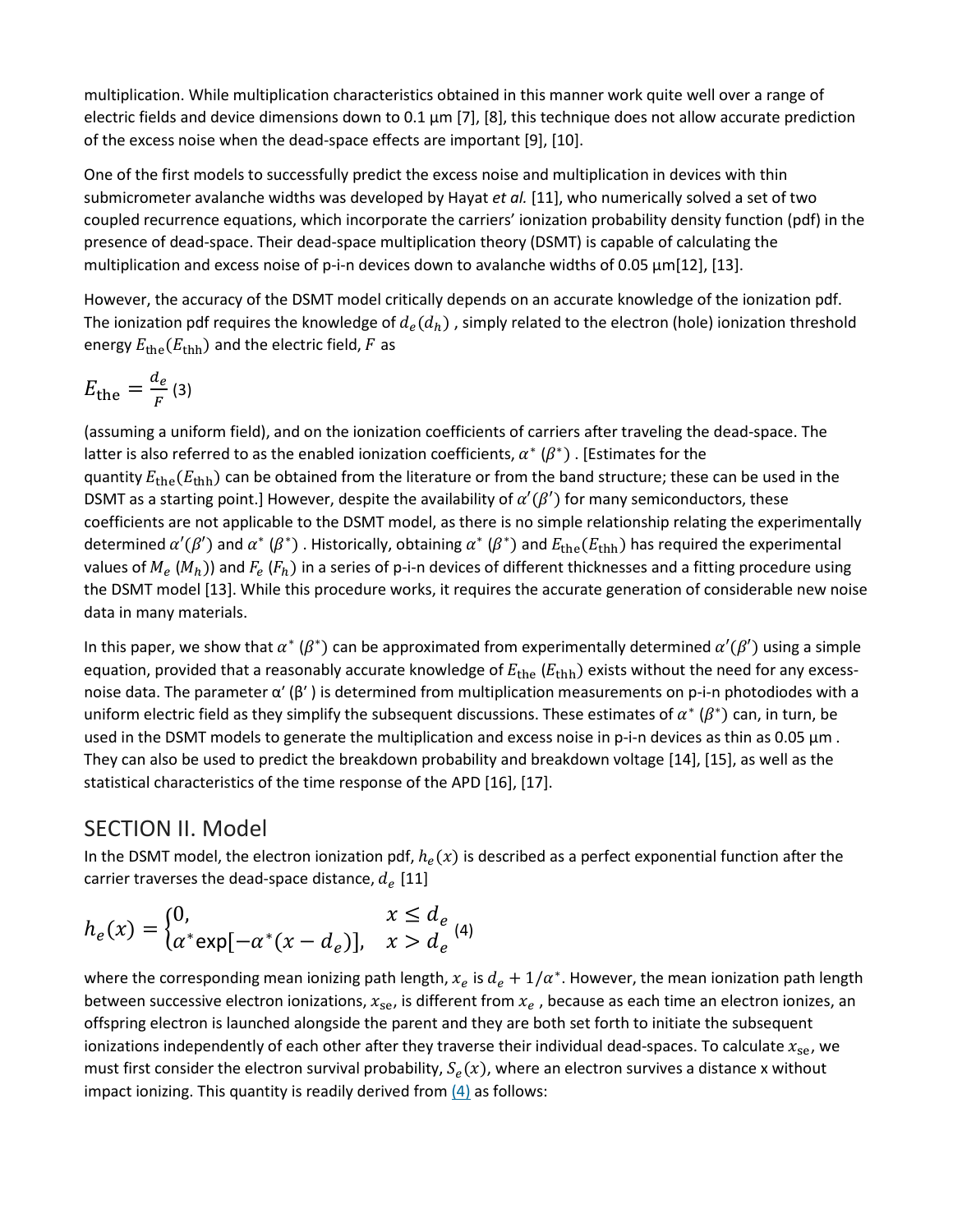multiplication. While multiplication characteristics obtained in this manner work quite well over a range of electric fields and device dimensions down to 0.1 µm [7], [8], this technique does not allow accurate prediction of the excess noise when the dead-space effects are important [9], [10].

One of the first models to successfully predict the excess noise and multiplication in devices with thin submicrometer avalanche widths was developed by Hayat *et al.* [11], who numerically solved a set of two coupled recurrence equations, which incorporate the carriers' ionization probability density function (pdf) in the presence of dead-space. Their dead-space multiplication theory (DSMT) is capable of calculating the multiplication and excess noise of p-i-n devices down to avalanche widths of 0.05 µm[12], [13].

However, the accuracy of the DSMT model critically depends on an accurate knowledge of the ionization pdf. The ionization pdf requires the knowledge of $d_e (d_h)$ , simply related to the electron (hole) ionization threshold energy $E_{\text{the}}(E_{\text{thh}})$ and the electric field, $F$ as

$$E_{\text{the}} = \frac{d_e}{F} \quad (3)$$

(assuming a uniform field), and on the ionization coefficients of carriers after traveling the dead-space. The latter is also referred to as the enabled ionization coefficients, $\alpha^* \ (\beta^*)$ . [Estimates for the quantity $E_{\text{the}}(E_{\text{thh}})$ can be obtained from the literature or from the band structure; these can be used in the DSMT as a starting point.] However, despite the availability of $\alpha'(\beta')$ for many semiconductors, these coefficients are not applicable to the DSMT model, as there is no simple relationship relating the experimentally determined $\alpha'(\beta')$ and $\alpha^* \ (\beta^*)$ . Historically, obtaining $\alpha^* \ (\beta^*)$ and $E_{\text{the}}(E_{\text{thh}})$ has required the experimental values of $M_e \ (M_h)$) and $F_e \ (F_h)$ in a series of p-i-n devices of different thicknesses and a fitting procedure using the DSMT model [13]. While this procedure works, it requires the accurate generation of considerable new noise data in many materials.

In this paper, we show that $\alpha^* \ (\beta^*)$ can be approximated from experimentally determined $\alpha'(\beta')$ using a simple equation, provided that a reasonably accurate knowledge of $E_{\text{the}} \ (E_{\text{thh}})$ exists without the need for any excess-noise data. The parameter $\alpha' \ (\beta')$ is determined from multiplication measurements on p-i-n photodiodes with a uniform electric field as they simplify the subsequent discussions. These estimates of $\alpha^* \ (\beta^*)$ can, in turn, be used in the DSMT models to generate the multiplication and excess noise in p-i-n devices as thin as 0.05 µm . They can also be used to predict the breakdown probability and breakdown voltage [14], [15], as well as the statistical characteristics of the time response of the APD [16], [17].

## SECTION II. Model

In the DSMT model, the electron ionization pdf, $h_e(x)$ is described as a perfect exponential function after the carrier traverses the dead-space distance, $d_e$ [11]

$$h_e(x) = \begin{cases} 0, & x \le d_e \\ \alpha^* \exp[-\alpha^*(x - d_e)], & x > d_e \end{cases} \quad (4)$$

where the corresponding mean ionizing path length, $x_e$ is $d_e + 1/\alpha^*$. However, the mean ionization path length between successive electron ionizations, $x_{\text{se}}$, is different from $x_e$ , because as each time an electron ionizes, an offspring electron is launched alongside the parent and they are both set forth to initiate the subsequent ionizations independently of each other after they traverse their individual dead-spaces. To calculate $x_{\text{se}}$, we must first consider the electron survival probability, $S_e(x)$, where an electron survives a distance x without impact ionizing. This quantity is readily derived from (4) as follows: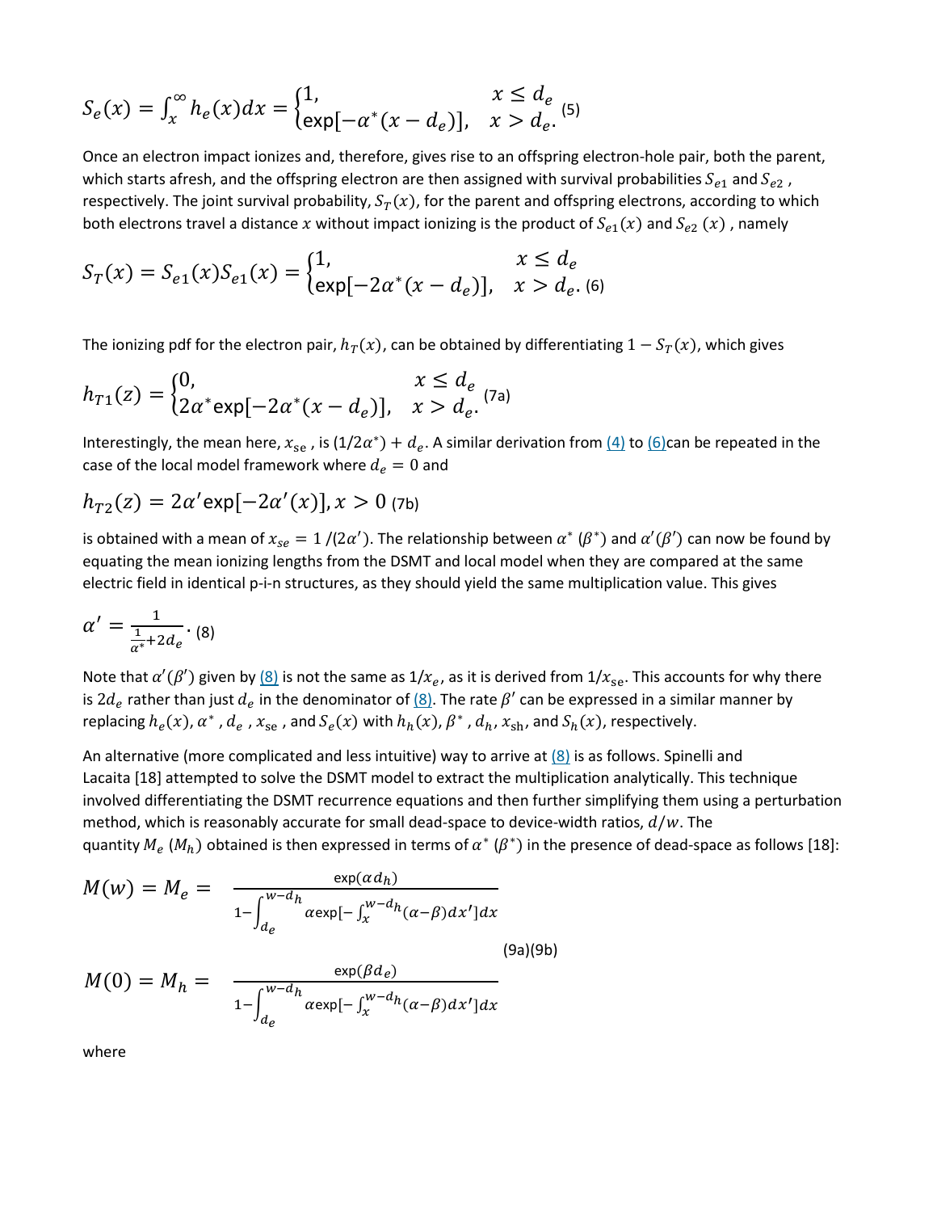$$S_e(x) = \int_x^{\infty} h_e(x)dx = \begin{cases} 1, & x \le d_e \\ \exp[-\alpha^*(x - d_e)], & x > d_e. \end{cases} \quad (5)$$

Once an electron impact ionizes and, therefore, gives rise to an offspring electron-hole pair, both the parent, which starts afresh, and the offspring electron are then assigned with survival probabilities $S_{e1}$ and $S_{e2}$, respectively. The joint survival probability, $S_T(x)$, for the parent and offspring electrons, according to which both electrons travel a distance $x$ without impact ionizing is the product of $S_{e1}(x)$ and $S_{e2}(x)$, namely

$$S_T(x) = S_{e1}(x)S_{e1}(x) = \begin{cases} 1, & x \le d_e \\ \exp[-2\alpha^*(x - d_e)], & x > d_e. \end{cases} \quad (6)$$

The ionizing pdf for the electron pair, $h_T(x)$, can be obtained by differentiating $1 - S_T(x)$, which gives

$$h_{T1}(z) = \begin{cases} 0, & x \le d_e \\ 2\alpha^* \exp[-2\alpha^*(x - d_e)], & x > d_e. \end{cases} \quad (7a)$$

Interestingly, the mean here, $x_{se}$, is $(1/2\alpha^*) + d_e$. A similar derivation from (4) to (6) can be repeated in the case of the local model framework where $d_e = 0$ and

$$h_{T2}(z) = 2\alpha' \exp[-2\alpha'(x)], x > 0 \quad (7b)$$

is obtained with a mean of $x_{se} = 1/(2\alpha')$. The relationship between $\alpha^*$ ($\beta^*$) and $\alpha'(\beta')$ can now be found by equating the mean ionizing lengths from the DSMT and local model when they are compared at the same electric field in identical p-i-n structures, as they should yield the same multiplication value. This gives

$$\alpha' = \frac{1}{\frac{1}{\alpha^*} + 2d_e}. \quad (8)$$

Note that $\alpha'(\beta')$ given by (8) is not the same as $1/x_e$, as it is derived from $1/x_{se}$. This accounts for why there is $2d_e$ rather than just $d_e$ in the denominator of (8). The rate $\beta'$ can be expressed in a similar manner by replacing $h_e(x)$, $\alpha^*$, $d_e$, $x_{se}$, and $S_e(x)$ with $h_h(x)$, $\beta^*$, $d_h$, $x_{sh}$, and $S_h(x)$, respectively.

An alternative (more complicated and less intuitive) way to arrive at (8) is as follows. Spinelli and Lacaita [18] attempted to solve the DSMT model to extract the multiplication analytically. This technique involved differentiating the DSMT recurrence equations and then further simplifying them using a perturbation method, which is reasonably accurate for small dead-space to device-width ratios, $d/w$. The quantity $M_e$ ($M_h$) obtained is then expressed in terms of $\alpha^*$ ($\beta^*$) in the presence of dead-space as follows [18]:

$$M(w) = M_e = \frac{\exp(\alpha d_h)}{1 - \int_{d_e}^{w-d_h} \alpha \exp[-\int_x^{w-d_h} (\alpha - \beta)dx']dx}$$

$$M(0) = M_h = \frac{\exp(\beta d_e)}{1 - \int_{d_e}^{w-d_h} \alpha \exp[-\int_x^{w-d_h} (\alpha - \beta)dx']dx} \quad (9a)(9b)$$

where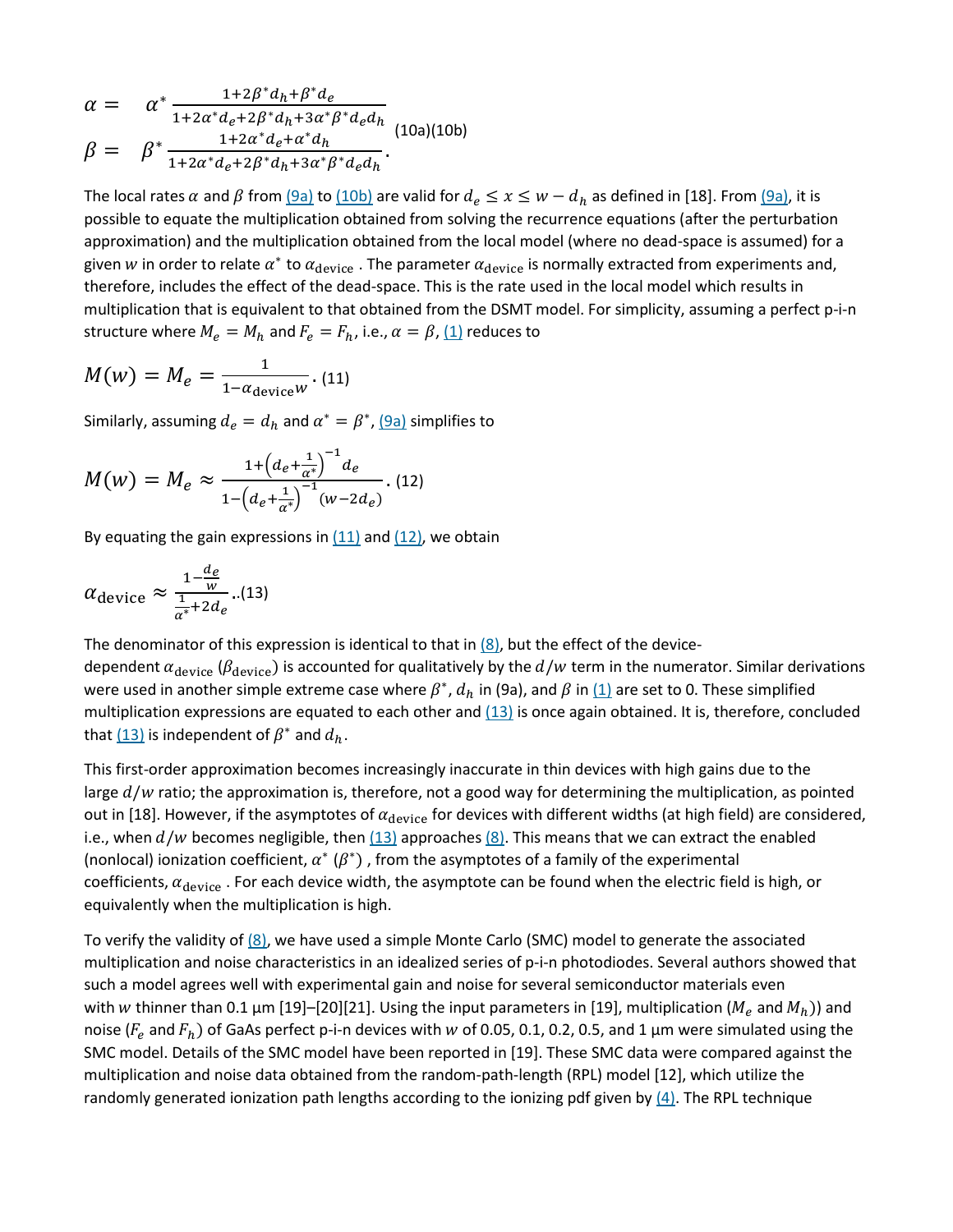$$\alpha = \quad \alpha^* \frac{1+2\beta^* d_h+\beta^* d_e}{1+2\alpha^* d_e+2\beta^* d_h+3\alpha^*\beta^* d_e d_h}$$
$$\beta = \quad \beta^* \frac{1+2\alpha^* d_e+\alpha^* d_h}{1+2\alpha^* d_e+2\beta^* d_h+3\alpha^*\beta^* d_e d_h}. \quad \text{(10a)(10b)}$$

The local rates $\alpha$ and $\beta$ from (9a) to (10b) are valid for $d_e \leq x \leq w - d_h$ as defined in [18]. From (9a), it is possible to equate the multiplication obtained from solving the recurrence equations (after the perturbation approximation) and the multiplication obtained from the local model (where no dead-space is assumed) for a given $w$ in order to relate $\alpha^*$ to $\alpha_{\text{device}}$ . The parameter $\alpha_{\text{device}}$ is normally extracted from experiments and, therefore, includes the effect of the dead-space. This is the rate used in the local model which results in multiplication that is equivalent to that obtained from the DSMT model. For simplicity, assuming a perfect p-i-n structure where $M_e = M_h$ and $F_e = F_h$, i.e., $\alpha = \beta$, (1) reduces to

$$M(w) = M_e = \frac{1}{1-\alpha_{\text{device}} w}. \quad (11)$$

Similarly, assuming $d_e = d_h$ and $\alpha^* = \beta^*$, (9a) simplifies to

$$M(w) = M_e \approx \frac{1+\left(d_e+\frac{1}{\alpha^*}\right)^{-1} d_e}{1-\left(d_e+\frac{1}{\alpha^*}\right)^{-1}(w-2d_e)}. \quad (12)$$

By equating the gain expressions in (11) and (12), we obtain

$$\alpha_{\text{device}} \approx \frac{1-\frac{d_e}{w}}{\frac{1}{\alpha^*}+2d_e}. \quad (13)$$

The denominator of this expression is identical to that in (8), but the effect of the device-dependent $\alpha_{\text{device}}$ ($\beta_{\text{device}}$) is accounted for qualitatively by the $d/w$ term in the numerator. Similar derivations were used in another simple extreme case where $\beta^*$, $d_h$ in (9a), and $\beta$ in (1) are set to 0. These simplified multiplication expressions are equated to each other and (13) is once again obtained. It is, therefore, concluded that (13) is independent of $\beta^*$ and $d_h$.

This first-order approximation becomes increasingly inaccurate in thin devices with high gains due to the large $d/w$ ratio; the approximation is, therefore, not a good way for determining the multiplication, as pointed out in [18]. However, if the asymptotes of $\alpha_{\text{device}}$ for devices with different widths (at high field) are considered, i.e., when $d/w$ becomes negligible, then (13) approaches (8). This means that we can extract the enabled (nonlocal) ionization coefficient, $\alpha^*$ ($\beta^*$) , from the asymptotes of a family of the experimental coefficients, $\alpha_{\text{device}}$ . For each device width, the asymptote can be found when the electric field is high, or equivalently when the multiplication is high.

To verify the validity of (8), we have used a simple Monte Carlo (SMC) model to generate the associated multiplication and noise characteristics in an idealized series of p-i-n photodiodes. Several authors showed that such a model agrees well with experimental gain and noise for several semiconductor materials even with $w$ thinner than 0.1 µm [19]–[20][21]. Using the input parameters in [19], multiplication ($M_e$ and $M_h$)) and noise ($F_e$ and $F_h$) of GaAs perfect p-i-n devices with $w$ of 0.05, 0.1, 0.2, 0.5, and 1 µm were simulated using the SMC model. Details of the SMC model have been reported in [19]. These SMC data were compared against the multiplication and noise data obtained from the random-path-length (RPL) model [12], which utilize the randomly generated ionization path lengths according to the ionizing pdf given by (4). The RPL technique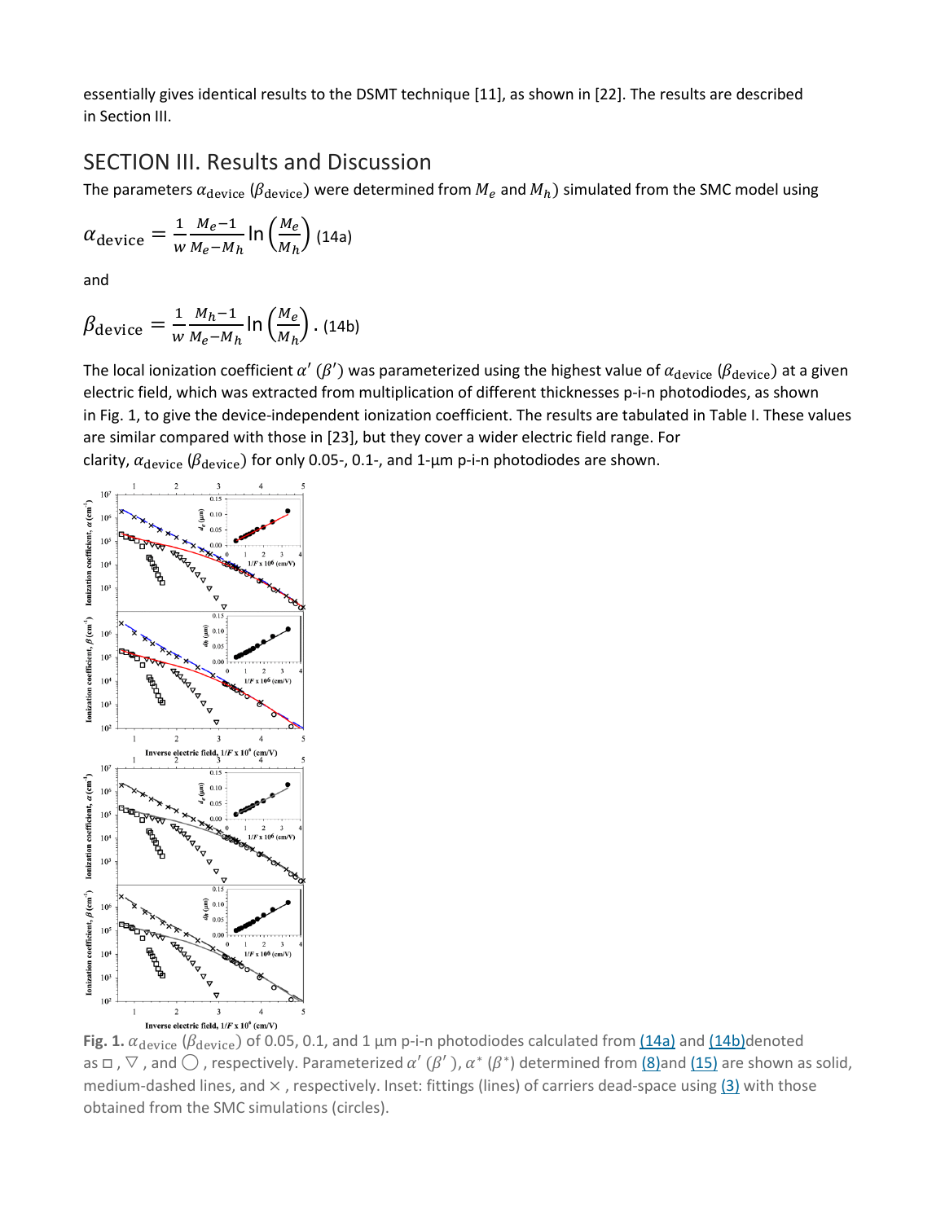essentially gives identical results to the DSMT technique [11], as shown in [22]. The results are described in Section III.

## SECTION III. Results and Discussion

The parameters $\alpha_{\text{device}}$ ($\beta_{\text{device}}$) were determined from $M_e$ and $M_h$) simulated from the SMC model using

$$\alpha_{\text{device}} = \frac{1}{w}\frac{M_e - 1}{M_e - M_h}\ln\left(\frac{M_e}{M_h}\right) \quad \text{(14a)}$$

and

$$\beta_{\text{device}} = \frac{1}{w}\frac{M_h - 1}{M_e - M_h}\ln\left(\frac{M_e}{M_h}\right). \quad \text{(14b)}$$

The local ionization coefficient $\alpha'$ ($\beta'$) was parameterized using the highest value of $\alpha_{\text{device}}$ ($\beta_{\text{device}}$) at a given electric field, which was extracted from multiplication of different thicknesses p-i-n photodiodes, as shown in Fig. 1, to give the device-independent ionization coefficient. The results are tabulated in Table I. These values are similar compared with those in [23], but they cover a wider electric field range. For clarity, $\alpha_{\text{device}}$ ($\beta_{\text{device}}$) for only 0.05-, 0.1-, and 1-μm p-i-n photodiodes are shown.

Ionization coefficient, α (cm⁻¹)
Ionization coefficient, β (cm⁻¹)
Inverse electric field, 1/F x 10⁶ (cm/V)
$d_e$ (μm)
$d_h$ (μm)
1/F x 10⁶ (cm/V)

Fig. 1. $\alpha_{\text{device}}$ ($\beta_{\text{device}}$) of 0.05, 0.1, and 1 μm p-i-n photodiodes calculated from (14a) and (14b) denoted as □, ▽, and ◯, respectively. Parameterized $\alpha'$ ($\beta'$), $\alpha^*$ ($\beta^*$) determined from (8) and (15) are shown as solid, medium-dashed lines, and ×, respectively. Inset: fittings (lines) of carriers dead-space using (3) with those obtained from the SMC simulations (circles).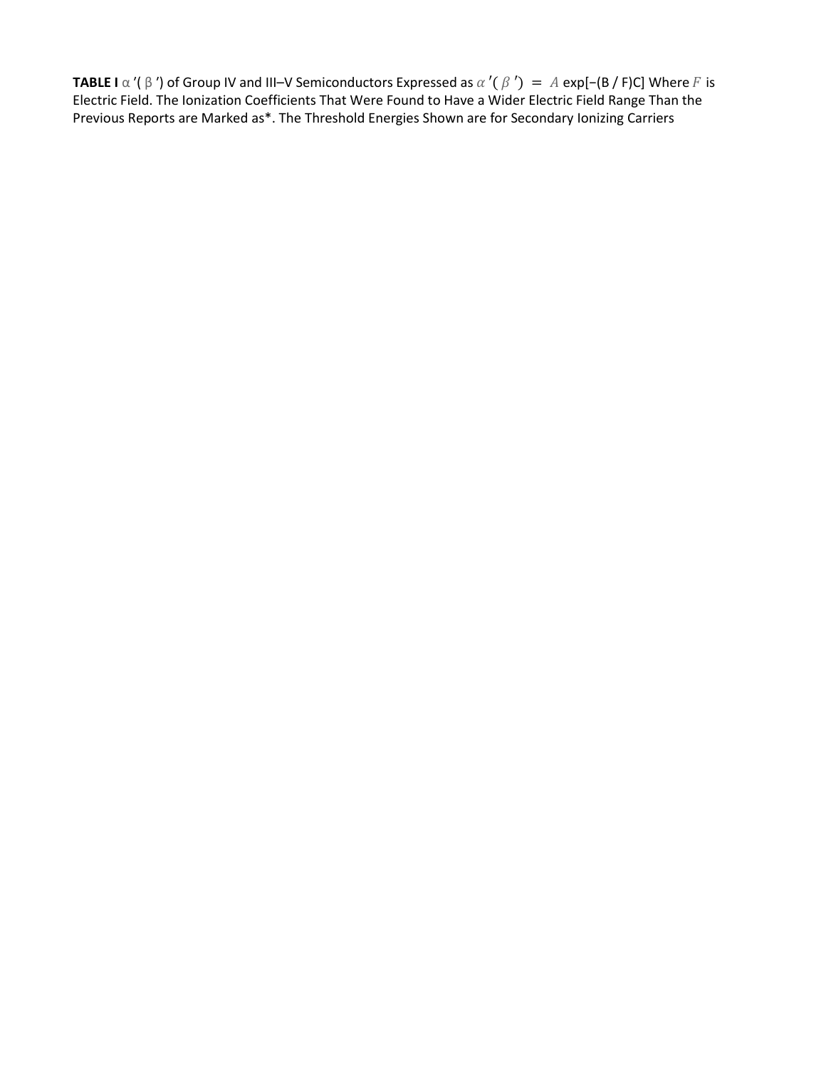**TABLE I** $\alpha'(\beta')$ of Group IV and III–V Semiconductors Expressed as $\alpha'(\beta') = A \exp[-(B / F)C]$ Where $F$ is Electric Field. The Ionization Coefficients That Were Found to Have a Wider Electric Field Range Than the Previous Reports are Marked as*. The Threshold Energies Shown are for Secondary Ionizing Carriers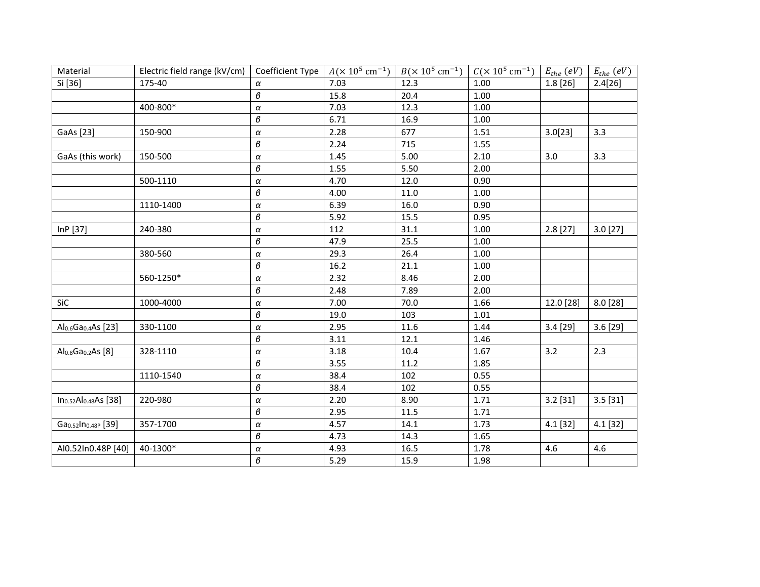| Material | Electric field range (kV/cm) | Coefficient Type | $A(\times 10^5\ \mathrm{cm}^{-1})$ | $B(\times 10^5\ \mathrm{cm}^{-1})$ | $C(\times 10^5\ \mathrm{cm}^{-1})$ | $E_{the}\ (eV)$ | $E_{the}\ (eV)$ |
|---|---|---|---|---|---|---|---|
| Si [36] | 175-40 | $\alpha$ | 7.03 | 12.3 | 1.00 | 1.8 [26] | 2.4[26] |
| | | $\beta$ | 15.8 | 20.4 | 1.00 | | |
| | 400-800* | $\alpha$ | 7.03 | 12.3 | 1.00 | | |
| | | $\beta$ | 6.71 | 16.9 | 1.00 | | |
| GaAs [23] | 150-900 | $\alpha$ | 2.28 | 677 | 1.51 | 3.0[23] | 3.3 |
| | | $\beta$ | 2.24 | 715 | 1.55 | | |
| GaAs (this work) | 150-500 | $\alpha$ | 1.45 | 5.00 | 2.10 | 3.0 | 3.3 |
| | | $\beta$ | 1.55 | 5.50 | 2.00 | | |
| | 500-1110 | $\alpha$ | 4.70 | 12.0 | 0.90 | | |
| | | $\beta$ | 4.00 | 11.0 | 1.00 | | |
| | 1110-1400 | $\alpha$ | 6.39 | 16.0 | 0.90 | | |
| | | $\beta$ | 5.92 | 15.5 | 0.95 | | |
| InP [37] | 240-380 | $\alpha$ | 112 | 31.1 | 1.00 | 2.8 [27] | 3.0 [27] |
| | | $\beta$ | 47.9 | 25.5 | 1.00 | | |
| | 380-560 | $\alpha$ | 29.3 | 26.4 | 1.00 | | |
| | | $\beta$ | 16.2 | 21.1 | 1.00 | | |
| | 560-1250* | $\alpha$ | 2.32 | 8.46 | 2.00 | | |
| | | $\beta$ | 2.48 | 7.89 | 2.00 | | |
| SiC | 1000-4000 | $\alpha$ | 7.00 | 70.0 | 1.66 | 12.0 [28] | 8.0 [28] |
| | | $\beta$ | 19.0 | 103 | 1.01 | | |
| $Al_{0.6}Ga_{0.4}As$ [23] | 330-1100 | $\alpha$ | 2.95 | 11.6 | 1.44 | 3.4 [29] | 3.6 [29] |
| | | $\beta$ | 3.11 | 12.1 | 1.46 | | |
| $Al_{0.8}Ga_{0.2}As$ [8] | 328-1110 | $\alpha$ | 3.18 | 10.4 | 1.67 | 3.2 | 2.3 |
| | | $\beta$ | 3.55 | 11.2 | 1.85 | | |
| | 1110-1540 | $\alpha$ | 38.4 | 102 | 0.55 | | |
| | | $\beta$ | 38.4 | 102 | 0.55 | | |
| $In_{0.52}Al_{0.48}As$ [38] | 220-980 | $\alpha$ | 2.20 | 8.90 | 1.71 | 3.2 [31] | 3.5 [31] |
| | | $\beta$ | 2.95 | 11.5 | 1.71 | | |
| $Ga_{0.52}In_{0.48}P$ [39] | 357-1700 | $\alpha$ | 4.57 | 14.1 | 1.73 | 4.1 [32] | 4.1 [32] |
| | | $\beta$ | 4.73 | 14.3 | 1.65 | | |
| Al0.52In0.48P [40] | 40-1300* | $\alpha$ | 4.93 | 16.5 | 1.78 | 4.6 | 4.6 |
| | | $\beta$ | 5.29 | 15.9 | 1.98 | | |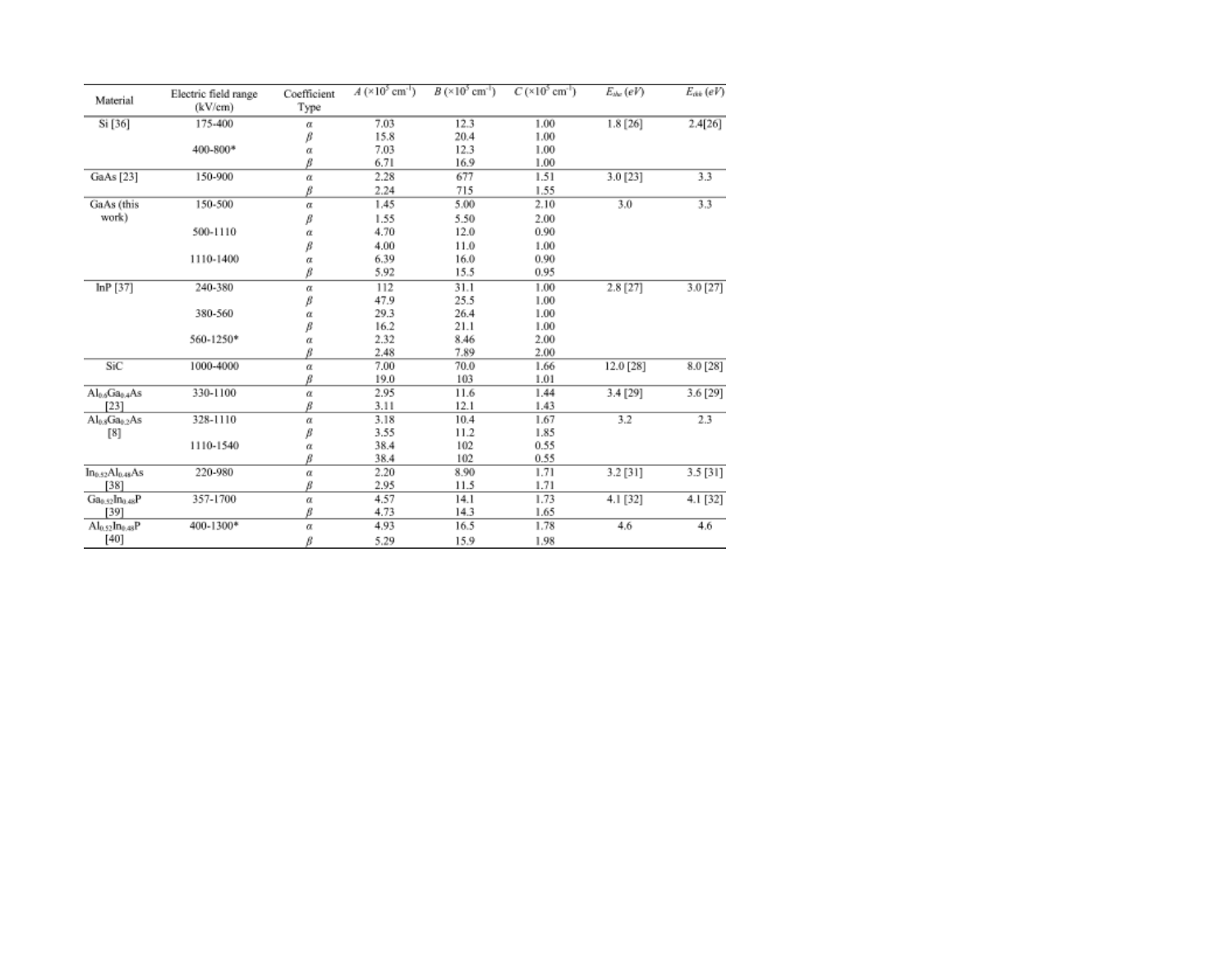| Material | Electric field range (kV/cm) | Coefficient Type | $A$ ($\times 10^5$ cm$^{-1}$) | $B$ ($\times 10^5$ cm$^{-1}$) | $C$ ($\times 10^5$ cm$^{-1}$) | $E_{the}$ ($eV$) | $E_{thh}$ ($eV$) |
|---|---|---|---|---|---|---|---|
| Si [36] | 175-400 | $\alpha$ | 7.03 | 12.3 | 1.00 | 1.8 [26] | 2.4[26] |
| | | $\beta$ | 15.8 | 20.4 | 1.00 | | |
| | 400-800* | $\alpha$ | 7.03 | 12.3 | 1.00 | | |
| | | $\beta$ | 6.71 | 16.9 | 1.00 | | |
| GaAs [23] | 150-900 | $\alpha$ | 2.28 | 677 | 1.51 | 3.0 [23] | 3.3 |
| | | $\beta$ | 2.24 | 715 | 1.55 | | |
| GaAs (this work) | 150-500 | $\alpha$ | 1.45 | 5.00 | 2.10 | 3.0 | 3.3 |
| | | $\beta$ | 1.55 | 5.50 | 2.00 | | |
| | 500-1110 | $\alpha$ | 4.70 | 12.0 | 0.90 | | |
| | | $\beta$ | 4.00 | 11.0 | 1.00 | | |
| | 1110-1400 | $\alpha$ | 6.39 | 16.0 | 0.90 | | |
| | | $\beta$ | 5.92 | 15.5 | 0.95 | | |
| InP [37] | 240-380 | $\alpha$ | 112 | 31.1 | 1.00 | 2.8 [27] | 3.0 [27] |
| | | $\beta$ | 47.9 | 25.5 | 1.00 | | |
| | 380-560 | $\alpha$ | 29.3 | 26.4 | 1.00 | | |
| | | $\beta$ | 16.2 | 21.1 | 1.00 | | |
| | 560-1250* | $\alpha$ | 2.32 | 8.46 | 2.00 | | |
| | | $\beta$ | 2.48 | 7.89 | 2.00 | | |
| SiC | 1000-4000 | $\alpha$ | 7.00 | 70.0 | 1.66 | 12.0 [28] | 8.0 [28] |
| | | $\beta$ | 19.0 | 103 | 1.01 | | |
| $Al_{0.6}Ga_{0.4}As$ [23] | 330-1100 | $\alpha$ | 2.95 | 11.6 | 1.44 | 3.4 [29] | 3.6 [29] |
| | | $\beta$ | 3.11 | 12.1 | 1.43 | | |
| $Al_{0.8}Ga_{0.2}As$ [8] | 328-1110 | $\alpha$ | 3.18 | 10.4 | 1.67 | 3.2 | 2.3 |
| | | $\beta$ | 3.55 | 11.2 | 1.85 | | |
| | 1110-1540 | $\alpha$ | 38.4 | 102 | 0.55 | | |
| | | $\beta$ | 38.4 | 102 | 0.55 | | |
| $In_{0.52}Al_{0.48}As$ [38] | 220-980 | $\alpha$ | 2.20 | 8.90 | 1.71 | 3.2 [31] | 3.5 [31] |
| | | $\beta$ | 2.95 | 11.5 | 1.71 | | |
| $Ga_{0.52}In_{0.48}P$ [39] | 357-1700 | $\alpha$ | 4.57 | 14.1 | 1.73 | 4.1 [32] | 4.1 [32] |
| | | $\beta$ | 4.73 | 14.3 | 1.65 | | |
| $Al_{0.52}In_{0.48}P$ [40] | 400-1300* | $\alpha$ | 4.93 | 16.5 | 1.78 | 4.6 | 4.6 |
| | | $\beta$ | 5.29 | 15.9 | 1.98 | | |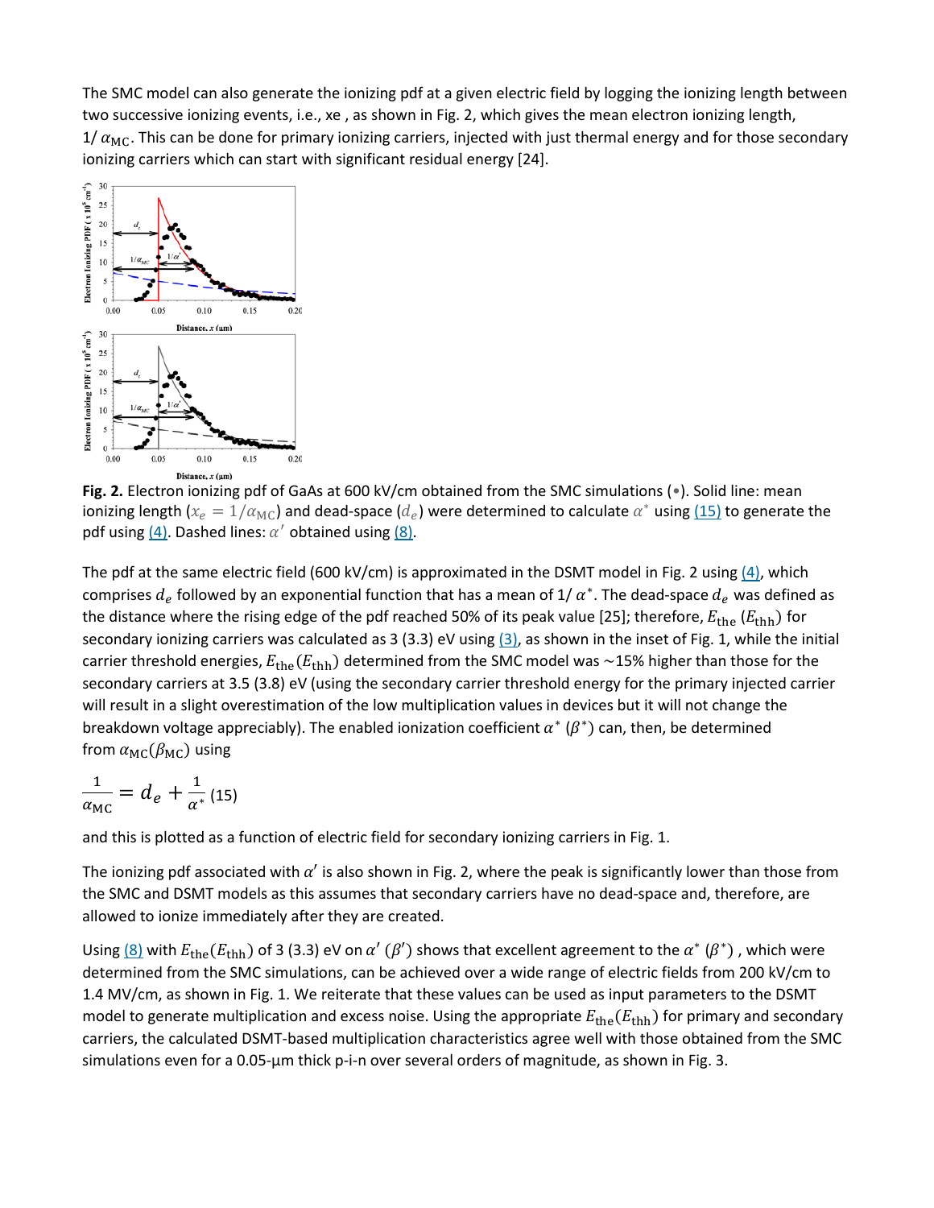The SMC model can also generate the ionizing pdf at a given electric field by logging the ionizing length between two successive ionizing events, i.e., xe , as shown in Fig. 2, which gives the mean electron ionizing length, $1/\alpha_{\mathrm{MC}}$. This can be done for primary ionizing carriers, injected with just thermal energy and for those secondary ionizing carriers which can start with significant residual energy [24].

Electron Ionizing PDF ( x 10⁴ cm⁻¹)

30
25
20
15
10
5
0

$d_e$

$1/\alpha_{MC}$

$1/\alpha'$

0.00
0.05
0.10
0.15
0.20

Distance, x (µm)

Electron Ionizing PDF ( x 10⁴ cm⁻¹)

30
25
20
15
10
5
0

$d_e$

$1/\alpha_{MC}$

$1/\alpha'$

0.00
0.05
0.10
0.15
0.20

Distance, x (µm)

**Fig. 2.** Electron ionizing pdf of GaAs at 600 kV/cm obtained from the SMC simulations (•). Solid line: mean ionizing length ($x_e = 1/\alpha_{\mathrm{MC}}$) and dead-space ($d_e$) were determined to calculate $\alpha^*$ using (15) to generate the pdf using (4). Dashed lines: $\alpha'$ obtained using (8).

The pdf at the same electric field (600 kV/cm) is approximated in the DSMT model in Fig. 2 using (4), which comprises $d_e$ followed by an exponential function that has a mean of $1/\alpha^*$. The dead-space $d_e$ was defined as the distance where the rising edge of the pdf reached 50% of its peak value [25]; therefore, $E_{\mathrm{the}}$ ($E_{\mathrm{thh}}$) for secondary ionizing carriers was calculated as 3 (3.3) eV using (3), as shown in the inset of Fig. 1, while the initial carrier threshold energies, $E_{\mathrm{the}}(E_{\mathrm{thh}})$ determined from the SMC model was ~15% higher than those for the secondary carriers at 3.5 (3.8) eV (using the secondary carrier threshold energy for the primary injected carrier will result in a slight overestimation of the low multiplication values in devices but it will not change the breakdown voltage appreciably). The enabled ionization coefficient $\alpha^*$ ($\beta^*$) can, then, be determined from $\alpha_{\mathrm{MC}}(\beta_{\mathrm{MC}})$ using

$$\frac{1}{\alpha_{\mathrm{MC}}} = d_e + \frac{1}{\alpha^*} \quad (15)$$

and this is plotted as a function of electric field for secondary ionizing carriers in Fig. 1.

The ionizing pdf associated with $\alpha'$ is also shown in Fig. 2, where the peak is significantly lower than those from the SMC and DSMT models as this assumes that secondary carriers have no dead-space and, therefore, are allowed to ionize immediately after they are created.

Using (8) with $E_{\mathrm{the}}(E_{\mathrm{thh}})$ of 3 (3.3) eV on $\alpha'$ ($\beta'$) shows that excellent agreement to the $\alpha^*$ ($\beta^*$) , which were determined from the SMC simulations, can be achieved over a wide range of electric fields from 200 kV/cm to 1.4 MV/cm, as shown in Fig. 1. We reiterate that these values can be used as input parameters to the DSMT model to generate multiplication and excess noise. Using the appropriate $E_{\mathrm{the}}(E_{\mathrm{thh}})$ for primary and secondary carriers, the calculated DSMT-based multiplication characteristics agree well with those obtained from the SMC simulations even for a 0.05-µm thick p-i-n over several orders of magnitude, as shown in Fig. 3.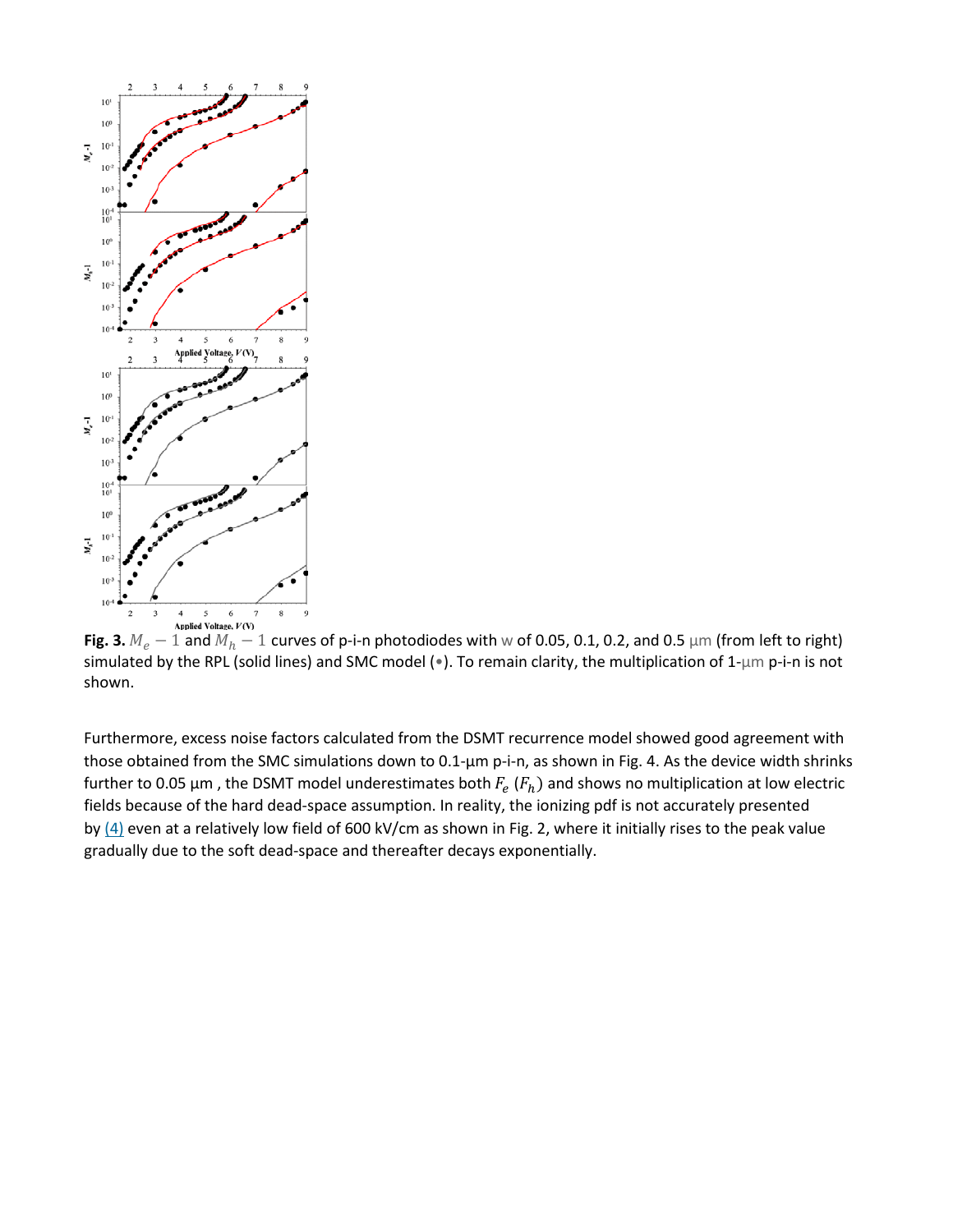10[1]
10[0]
10[-1]
10[-2]
10[-3]
10[-4]

$M_e$-1

$M_h$-1

2 3 4 5 6 7 8 9

Applied Voltage, V (V)

**Fig. 3.** $M_e - 1$ and $M_h - 1$ curves of p-i-n photodiodes with w of 0.05, 0.1, 0.2, and 0.5 μm (from left to right) simulated by the RPL (solid lines) and SMC model (•). To remain clarity, the multiplication of 1-μm p-i-n is not shown.

Furthermore, excess noise factors calculated from the DSMT recurrence model showed good agreement with those obtained from the SMC simulations down to 0.1-µm p-i-n, as shown in Fig. 4. As the device width shrinks further to 0.05 µm , the DSMT model underestimates both $F_e$ ($F_h$) and shows no multiplication at low electric fields because of the hard dead-space assumption. In reality, the ionizing pdf is not accurately presented by (4) even at a relatively low field of 600 kV/cm as shown in Fig. 2, where it initially rises to the peak value gradually due to the soft dead-space and thereafter decays exponentially.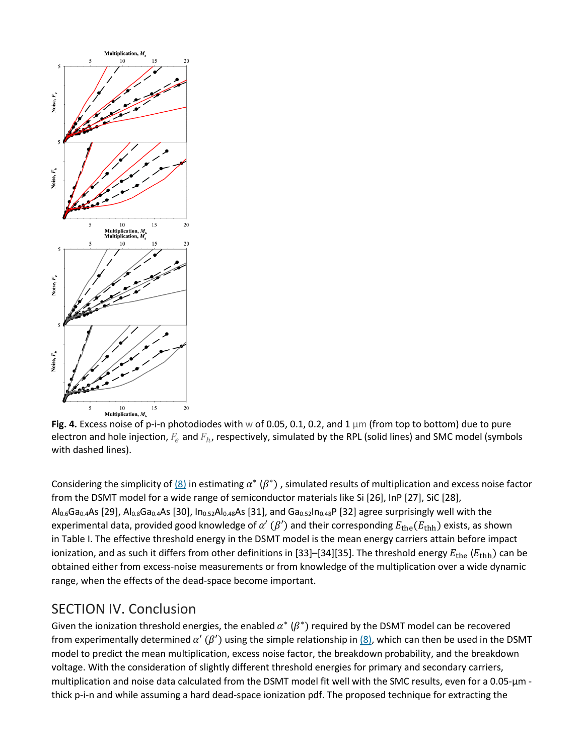Multiplication, $M_e$

5 10 15 20

5

Noise, $F_e$

5

Noise, $F_h$

5 10 15 20

Multiplication, $M_h$

Multiplication, $M_e$

5 10 15 20

5

Noise, $F_e$

5

Noise, $F_h$

5 10 15 20

Multiplication, $M_h$

**Fig. 4.** Excess noise of p-i-n photodiodes with w of 0.05, 0.1, 0.2, and 1 µm (from top to bottom) due to pure electron and hole injection, $F_e$ and $F_h$, respectively, simulated by the RPL (solid lines) and SMC model (symbols with dashed lines).

Considering the simplicity of (8) in estimating $\alpha^*$ ($\beta^*$) , simulated results of multiplication and excess noise factor from the DSMT model for a wide range of semiconductor materials like Si [26], InP [27], SiC [28], $Al_{0.6}Ga_{0.4}As$ [29], $Al_{0.8}Ga_{0.4}As$ [30], $In_{0.52}Al_{0.48}As$ [31], and $Ga_{0.52}In_{0.48}P$ [32] agree surprisingly well with the experimental data, provided good knowledge of $\alpha'$ ($\beta'$) and their corresponding $E_{\rm the}(E_{\rm thh})$ exists, as shown in Table I. The effective threshold energy in the DSMT model is the mean energy carriers attain before impact ionization, and as such it differs from other definitions in [33]–[34][35]. The threshold energy $E_{\rm the}$ ($E_{\rm thh}$) can be obtained either from excess-noise measurements or from knowledge of the multiplication over a wide dynamic range, when the effects of the dead-space become important.

## SECTION IV. Conclusion

Given the ionization threshold energies, the enabled $\alpha^*$ ($\beta^*$) required by the DSMT model can be recovered from experimentally determined $\alpha'$ ($\beta'$) using the simple relationship in (8), which can then be used in the DSMT model to predict the mean multiplication, excess noise factor, the breakdown probability, and the breakdown voltage. With the consideration of slightly different threshold energies for primary and secondary carriers, multiplication and noise data calculated from the DSMT model fit well with the SMC results, even for a 0.05-µm - thick p-i-n and while assuming a hard dead-space ionization pdf. The proposed technique for extracting the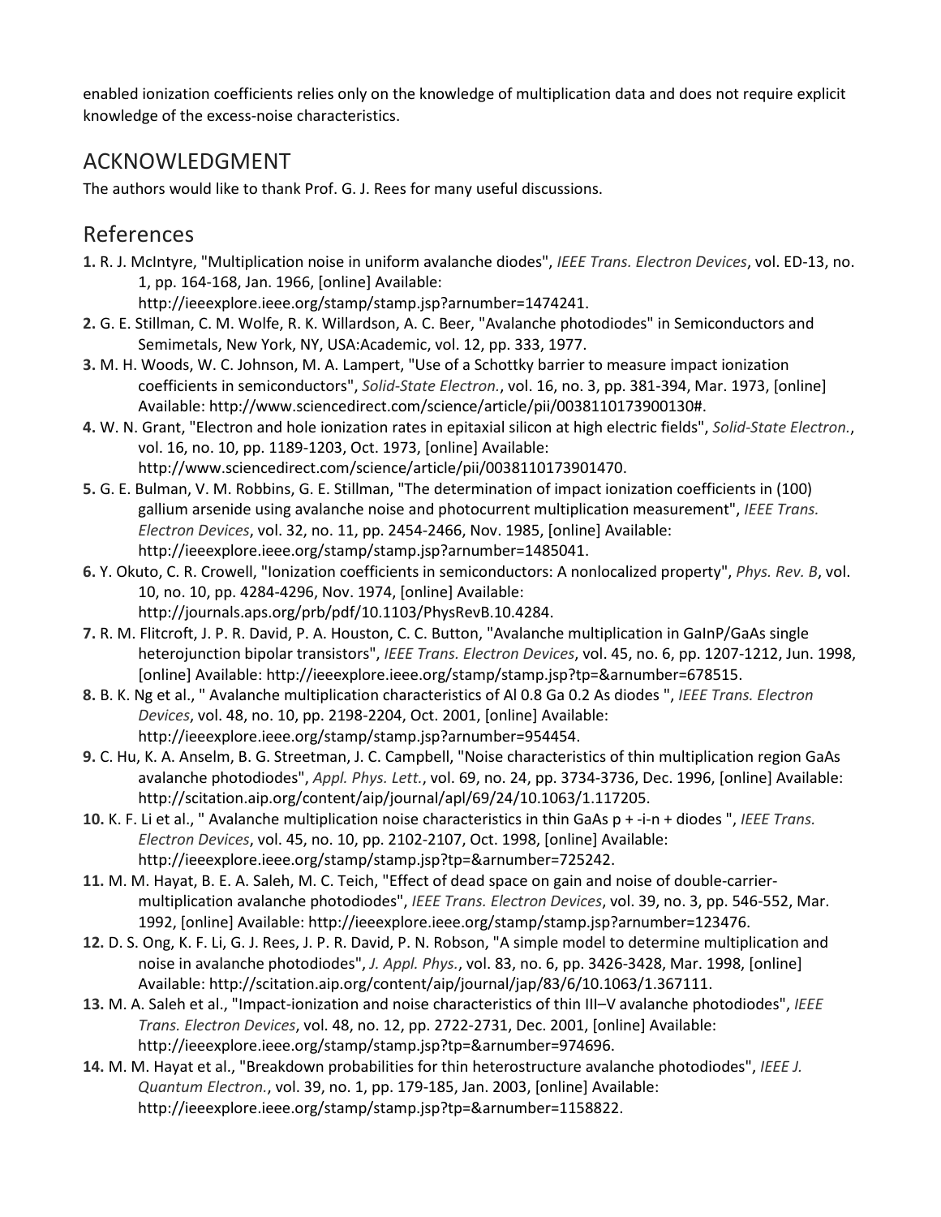enabled ionization coefficients relies only on the knowledge of multiplication data and does not require explicit knowledge of the excess-noise characteristics.

## ACKNOWLEDGMENT

The authors would like to thank Prof. G. J. Rees for many useful discussions.

## References

**1.** R. J. McIntyre, "Multiplication noise in uniform avalanche diodes", *IEEE Trans. Electron Devices*, vol. ED-13, no. 1, pp. 164-168, Jan. 1966, [online] Available: http://ieeexplore.ieee.org/stamp/stamp.jsp?arnumber=1474241.

**2.** G. E. Stillman, C. M. Wolfe, R. K. Willardson, A. C. Beer, "Avalanche photodiodes" in Semiconductors and Semimetals, New York, NY, USA:Academic, vol. 12, pp. 333, 1977.

**3.** M. H. Woods, W. C. Johnson, M. A. Lampert, "Use of a Schottky barrier to measure impact ionization coefficients in semiconductors", *Solid-State Electron.*, vol. 16, no. 3, pp. 381-394, Mar. 1973, [online] Available: http://www.sciencedirect.com/science/article/pii/0038110173900130#.

**4.** W. N. Grant, "Electron and hole ionization rates in epitaxial silicon at high electric fields", *Solid-State Electron.*, vol. 16, no. 10, pp. 1189-1203, Oct. 1973, [online] Available: http://www.sciencedirect.com/science/article/pii/0038110173901470.

**5.** G. E. Bulman, V. M. Robbins, G. E. Stillman, "The determination of impact ionization coefficients in (100) gallium arsenide using avalanche noise and photocurrent multiplication measurement", *IEEE Trans. Electron Devices*, vol. 32, no. 11, pp. 2454-2466, Nov. 1985, [online] Available: http://ieeexplore.ieee.org/stamp/stamp.jsp?arnumber=1485041.

**6.** Y. Okuto, C. R. Crowell, "Ionization coefficients in semiconductors: A nonlocalized property", *Phys. Rev. B*, vol. 10, no. 10, pp. 4284-4296, Nov. 1974, [online] Available: http://journals.aps.org/prb/pdf/10.1103/PhysRevB.10.4284.

**7.** R. M. Flitcroft, J. P. R. David, P. A. Houston, C. C. Button, "Avalanche multiplication in GaInP/GaAs single heterojunction bipolar transistors", *IEEE Trans. Electron Devices*, vol. 45, no. 6, pp. 1207-1212, Jun. 1998, [online] Available: http://ieeexplore.ieee.org/stamp/stamp.jsp?tp=&arnumber=678515.

**8.** B. K. Ng et al., " Avalanche multiplication characteristics of Al 0.8 Ga 0.2 As diodes ", *IEEE Trans. Electron Devices*, vol. 48, no. 10, pp. 2198-2204, Oct. 2001, [online] Available: http://ieeexplore.ieee.org/stamp/stamp.jsp?arnumber=954454.

**9.** C. Hu, K. A. Anselm, B. G. Streetman, J. C. Campbell, "Noise characteristics of thin multiplication region GaAs avalanche photodiodes", *Appl. Phys. Lett.*, vol. 69, no. 24, pp. 3734-3736, Dec. 1996, [online] Available: http://scitation.aip.org/content/aip/journal/apl/69/24/10.1063/1.117205.

**10.** K. F. Li et al., " Avalanche multiplication noise characteristics in thin GaAs p + -i-n + diodes ", *IEEE Trans. Electron Devices*, vol. 45, no. 10, pp. 2102-2107, Oct. 1998, [online] Available: http://ieeexplore.ieee.org/stamp/stamp.jsp?tp=&arnumber=725242.

**11.** M. M. Hayat, B. E. A. Saleh, M. C. Teich, "Effect of dead space on gain and noise of double-carrier-multiplication avalanche photodiodes", *IEEE Trans. Electron Devices*, vol. 39, no. 3, pp. 546-552, Mar. 1992, [online] Available: http://ieeexplore.ieee.org/stamp/stamp.jsp?arnumber=123476.

**12.** D. S. Ong, K. F. Li, G. J. Rees, J. P. R. David, P. N. Robson, "A simple model to determine multiplication and noise in avalanche photodiodes", *J. Appl. Phys.*, vol. 83, no. 6, pp. 3426-3428, Mar. 1998, [online] Available: http://scitation.aip.org/content/aip/journal/jap/83/6/10.1063/1.367111.

**13.** M. A. Saleh et al., "Impact-ionization and noise characteristics of thin III–V avalanche photodiodes", *IEEE Trans. Electron Devices*, vol. 48, no. 12, pp. 2722-2731, Dec. 2001, [online] Available: http://ieeexplore.ieee.org/stamp/stamp.jsp?tp=&arnumber=974696.

**14.** M. M. Hayat et al., "Breakdown probabilities for thin heterostructure avalanche photodiodes", *IEEE J. Quantum Electron.*, vol. 39, no. 1, pp. 179-185, Jan. 2003, [online] Available: http://ieeexplore.ieee.org/stamp/stamp.jsp?tp=&arnumber=1158822.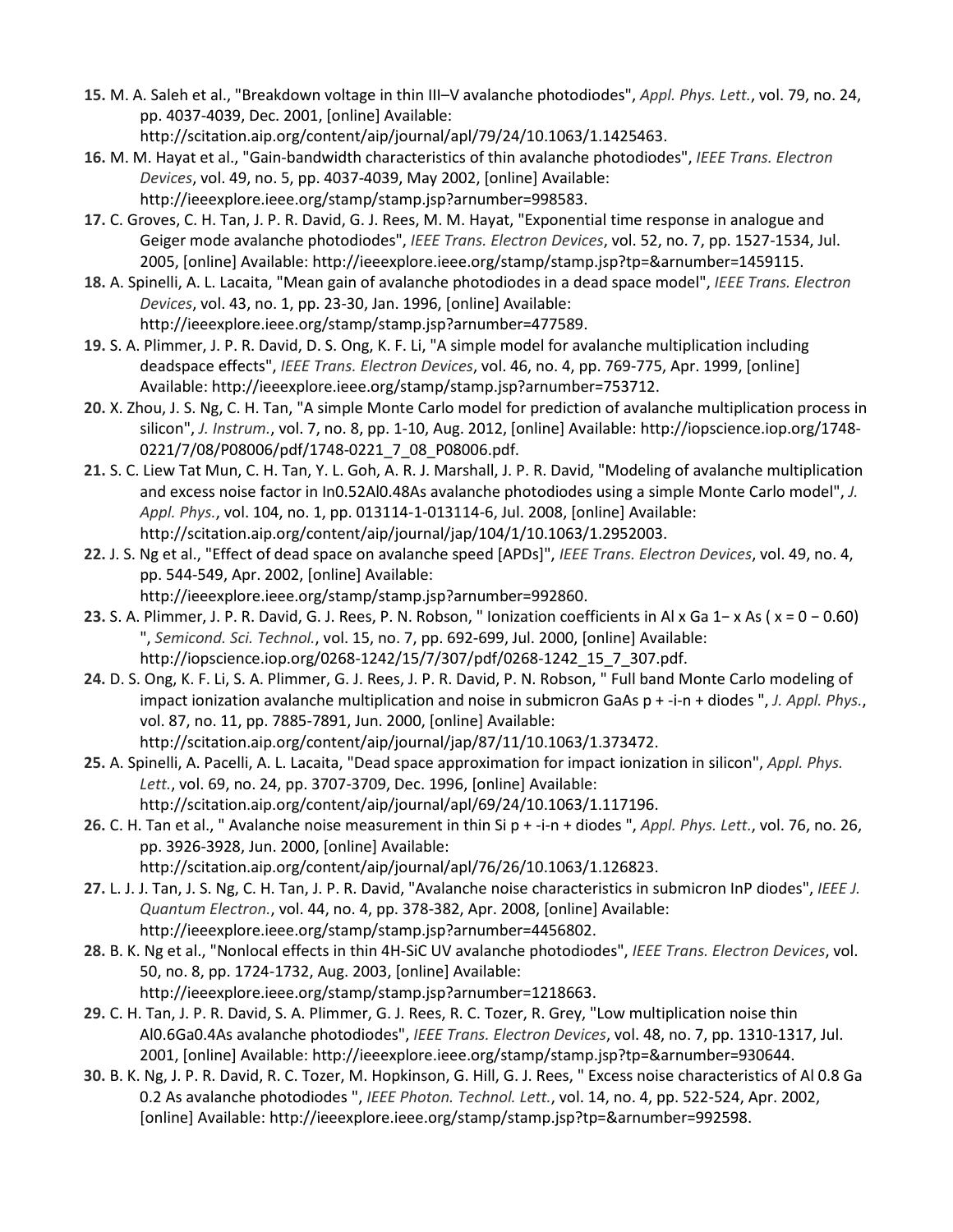**15.** M. A. Saleh et al., "Breakdown voltage in thin III–V avalanche photodiodes", *Appl. Phys. Lett.*, vol. 79, no. 24, pp. 4037-4039, Dec. 2001, [online] Available: http://scitation.aip.org/content/aip/journal/apl/79/24/10.1063/1.1425463.

**16.** M. M. Hayat et al., "Gain-bandwidth characteristics of thin avalanche photodiodes", *IEEE Trans. Electron Devices*, vol. 49, no. 5, pp. 4037-4039, May 2002, [online] Available: http://ieeexplore.ieee.org/stamp/stamp.jsp?arnumber=998583.

**17.** C. Groves, C. H. Tan, J. P. R. David, G. J. Rees, M. M. Hayat, "Exponential time response in analogue and Geiger mode avalanche photodiodes", *IEEE Trans. Electron Devices*, vol. 52, no. 7, pp. 1527-1534, Jul. 2005, [online] Available: http://ieeexplore.ieee.org/stamp/stamp.jsp?tp=&arnumber=1459115.

**18.** A. Spinelli, A. L. Lacaita, "Mean gain of avalanche photodiodes in a dead space model", *IEEE Trans. Electron Devices*, vol. 43, no. 1, pp. 23-30, Jan. 1996, [online] Available: http://ieeexplore.ieee.org/stamp/stamp.jsp?arnumber=477589.

**19.** S. A. Plimmer, J. P. R. David, D. S. Ong, K. F. Li, "A simple model for avalanche multiplication including deadspace effects", *IEEE Trans. Electron Devices*, vol. 46, no. 4, pp. 769-775, Apr. 1999, [online] Available: http://ieeexplore.ieee.org/stamp/stamp.jsp?arnumber=753712.

**20.** X. Zhou, J. S. Ng, C. H. Tan, "A simple Monte Carlo model for prediction of avalanche multiplication process in silicon", *J. Instrum.*, vol. 7, no. 8, pp. 1-10, Aug. 2012, [online] Available: http://iopscience.iop.org/1748-0221/7/08/P08006/pdf/1748-0221_7_08_P08006.pdf.

**21.** S. C. Liew Tat Mun, C. H. Tan, Y. L. Goh, A. R. J. Marshall, J. P. R. David, "Modeling of avalanche multiplication and excess noise factor in In0.52Al0.48As avalanche photodiodes using a simple Monte Carlo model", *J. Appl. Phys.*, vol. 104, no. 1, pp. 013114-1-013114-6, Jul. 2008, [online] Available: http://scitation.aip.org/content/aip/journal/jap/104/1/10.1063/1.2952003.

**22.** J. S. Ng et al., "Effect of dead space on avalanche speed [APDs]", *IEEE Trans. Electron Devices*, vol. 49, no. 4, pp. 544-549, Apr. 2002, [online] Available: http://ieeexplore.ieee.org/stamp/stamp.jsp?arnumber=992860.

**23.** S. A. Plimmer, J. P. R. David, G. J. Rees, P. N. Robson, " Ionization coefficients in Al x Ga 1− x As ( x = 0 − 0.60) ", *Semicond. Sci. Technol.*, vol. 15, no. 7, pp. 692-699, Jul. 2000, [online] Available: http://iopscience.iop.org/0268-1242/15/7/307/pdf/0268-1242_15_7_307.pdf.

**24.** D. S. Ong, K. F. Li, S. A. Plimmer, G. J. Rees, J. P. R. David, P. N. Robson, " Full band Monte Carlo modeling of impact ionization avalanche multiplication and noise in submicron GaAs p + -i-n + diodes ", *J. Appl. Phys.*, vol. 87, no. 11, pp. 7885-7891, Jun. 2000, [online] Available: http://scitation.aip.org/content/aip/journal/jap/87/11/10.1063/1.373472.

**25.** A. Spinelli, A. Pacelli, A. L. Lacaita, "Dead space approximation for impact ionization in silicon", *Appl. Phys. Lett.*, vol. 69, no. 24, pp. 3707-3709, Dec. 1996, [online] Available: http://scitation.aip.org/content/aip/journal/apl/69/24/10.1063/1.117196.

**26.** C. H. Tan et al., " Avalanche noise measurement in thin Si p + -i-n + diodes ", *Appl. Phys. Lett.*, vol. 76, no. 26, pp. 3926-3928, Jun. 2000, [online] Available: http://scitation.aip.org/content/aip/journal/apl/76/26/10.1063/1.126823.

**27.** L. J. J. Tan, J. S. Ng, C. H. Tan, J. P. R. David, "Avalanche noise characteristics in submicron InP diodes", *IEEE J. Quantum Electron.*, vol. 44, no. 4, pp. 378-382, Apr. 2008, [online] Available: http://ieeexplore.ieee.org/stamp/stamp.jsp?arnumber=4456802.

**28.** B. K. Ng et al., "Nonlocal effects in thin 4H-SiC UV avalanche photodiodes", *IEEE Trans. Electron Devices*, vol. 50, no. 8, pp. 1724-1732, Aug. 2003, [online] Available: http://ieeexplore.ieee.org/stamp/stamp.jsp?arnumber=1218663.

**29.** C. H. Tan, J. P. R. David, S. A. Plimmer, G. J. Rees, R. C. Tozer, R. Grey, "Low multiplication noise thin Al0.6Ga0.4As avalanche photodiodes", *IEEE Trans. Electron Devices*, vol. 48, no. 7, pp. 1310-1317, Jul. 2001, [online] Available: http://ieeexplore.ieee.org/stamp/stamp.jsp?tp=&arnumber=930644.

**30.** B. K. Ng, J. P. R. David, R. C. Tozer, M. Hopkinson, G. Hill, G. J. Rees, " Excess noise characteristics of Al 0.8 Ga 0.2 As avalanche photodiodes ", *IEEE Photon. Technol. Lett.*, vol. 14, no. 4, pp. 522-524, Apr. 2002, [online] Available: http://ieeexplore.ieee.org/stamp/stamp.jsp?tp=&arnumber=992598.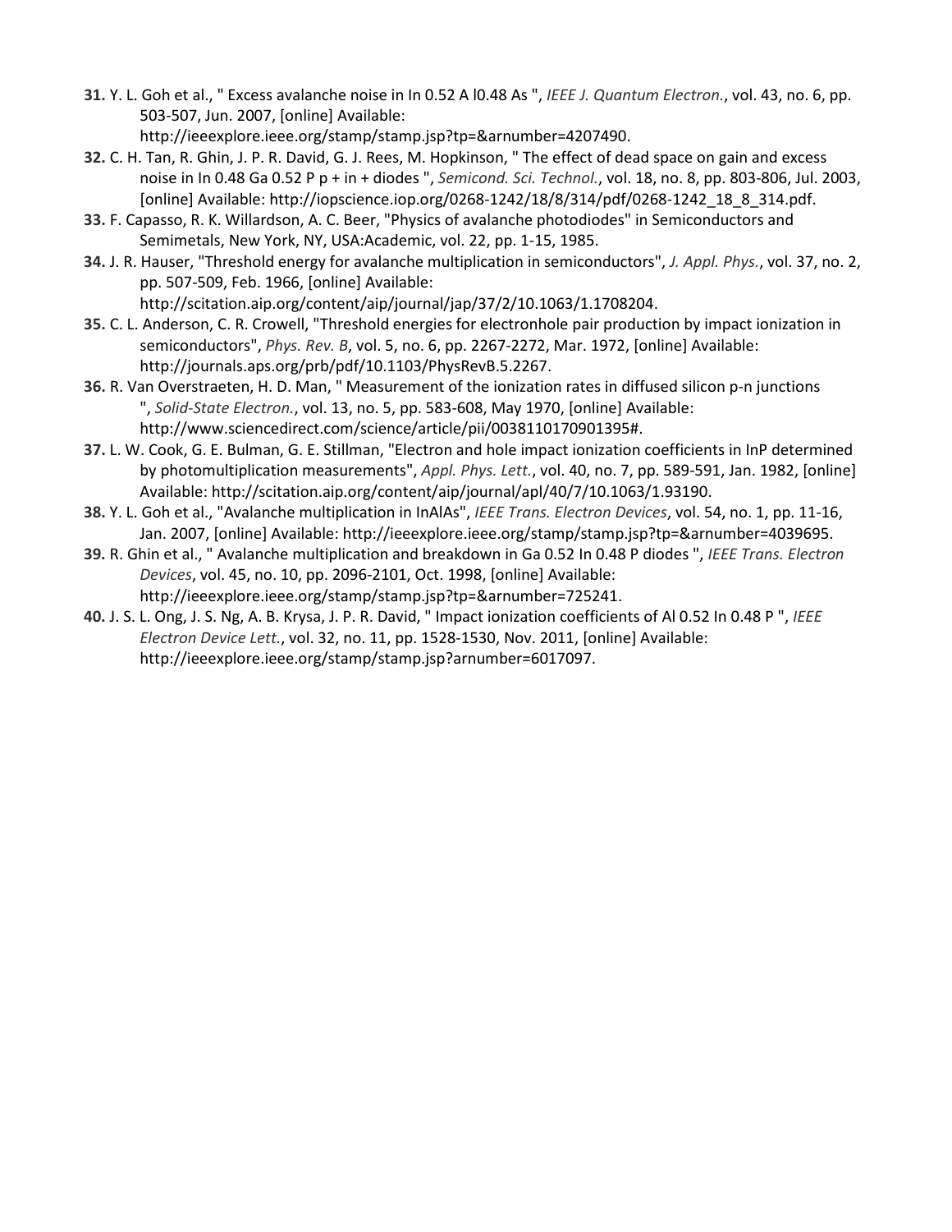31. Y. L. Goh et al., " Excess avalanche noise in In 0.52 A l0.48 As ", *IEEE J. Quantum Electron.*, vol. 43, no. 6, pp. 503-507, Jun. 2007, [online] Available: http://ieeexplore.ieee.org/stamp/stamp.jsp?tp=&arnumber=4207490.
32. C. H. Tan, R. Ghin, J. P. R. David, G. J. Rees, M. Hopkinson, " The effect of dead space on gain and excess noise in In 0.48 Ga 0.52 P p + in + diodes ", *Semicond. Sci. Technol.*, vol. 18, no. 8, pp. 803-806, Jul. 2003, [online] Available: http://iopscience.iop.org/0268-1242/18/8/314/pdf/0268-1242_18_8_314.pdf.
33. F. Capasso, R. K. Willardson, A. C. Beer, "Physics of avalanche photodiodes" in Semiconductors and Semimetals, New York, NY, USA:Academic, vol. 22, pp. 1-15, 1985.
34. J. R. Hauser, "Threshold energy for avalanche multiplication in semiconductors", *J. Appl. Phys.*, vol. 37, no. 2, pp. 507-509, Feb. 1966, [online] Available: http://scitation.aip.org/content/aip/journal/jap/37/2/10.1063/1.1708204.
35. C. L. Anderson, C. R. Crowell, "Threshold energies for electronhole pair production by impact ionization in semiconductors", *Phys. Rev. B*, vol. 5, no. 6, pp. 2267-2272, Mar. 1972, [online] Available: http://journals.aps.org/prb/pdf/10.1103/PhysRevB.5.2267.
36. R. Van Overstraeten, H. D. Man, " Measurement of the ionization rates in diffused silicon p-n junctions ", *Solid-State Electron.*, vol. 13, no. 5, pp. 583-608, May 1970, [online] Available: http://www.sciencedirect.com/science/article/pii/0038110170901395#.
37. L. W. Cook, G. E. Bulman, G. E. Stillman, "Electron and hole impact ionization coefficients in InP determined by photomultiplication measurements", *Appl. Phys. Lett.*, vol. 40, no. 7, pp. 589-591, Jan. 1982, [online] Available: http://scitation.aip.org/content/aip/journal/apl/40/7/10.1063/1.93190.
38. Y. L. Goh et al., "Avalanche multiplication in InAlAs", *IEEE Trans. Electron Devices*, vol. 54, no. 1, pp. 11-16, Jan. 2007, [online] Available: http://ieeexplore.ieee.org/stamp/stamp.jsp?tp=&arnumber=4039695.
39. R. Ghin et al., " Avalanche multiplication and breakdown in Ga 0.52 In 0.48 P diodes ", *IEEE Trans. Electron Devices*, vol. 45, no. 10, pp. 2096-2101, Oct. 1998, [online] Available: http://ieeexplore.ieee.org/stamp/stamp.jsp?tp=&arnumber=725241.
40. J. S. L. Ong, J. S. Ng, A. B. Krysa, J. P. R. David, " Impact ionization coefficients of Al 0.52 In 0.48 P ", *IEEE Electron Device Lett.*, vol. 32, no. 11, pp. 1528-1530, Nov. 2011, [online] Available: http://ieeexplore.ieee.org/stamp/stamp.jsp?arnumber=6017097.